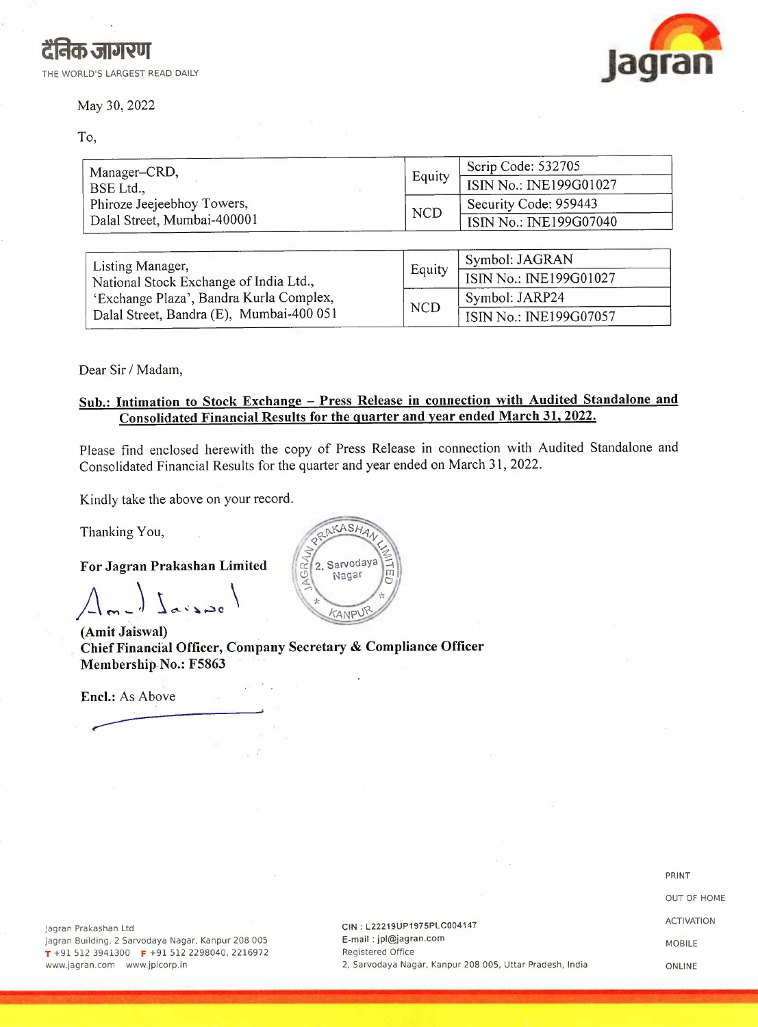दैनिक जागरण

THE WORLD'S LARGEST READ DAILY

Jagran

May 30, 2022

To,

| Manager–CRD, BSE Ltd., Phiroze Jeejeebhoy Towers, Dalal Street, Mumbai-400001 | Equity | Scrip Code: 532705 |
|---|---|---|
| | | ISIN No.: INE199G01027 |
| | NCD | Security Code: 959443 |
| | | ISIN No.: INE199G07040 |

| Listing Manager, National Stock Exchange of India Ltd., 'Exchange Plaza', Bandra Kurla Complex, Dalal Street, Bandra (E), Mumbai-400 051 | Equity | Symbol: JAGRAN |
|---|---|---|
| | | ISIN No.: INE199G01027 |
| | NCD | Symbol: JARP24 |
| | | ISIN No.: INE199G07057 |

Dear Sir / Madam,

**Sub.: Intimation to Stock Exchange – Press Release in connection with Audited Standalone and Consolidated Financial Results for the quarter and year ended March 31, 2022.**

Please find enclosed herewith the copy of Press Release in connection with Audited Standalone and Consolidated Financial Results for the quarter and year ended on March 31, 2022.

Kindly take the above on your record.

Thanking You,

**For Jagran Prakashan Limited**

(Stamp: JAGRAN PRAKASHAN LIMITED, 2, Sarvodaya Nagar, KANPUR)

**(Amit Jaiswal)**
**Chief Financial Officer, Company Secretary & Compliance Officer**
**Membership No.: F5863**

**Encl.:** As Above

Jagran Prakashan Ltd
Jagran Building, 2 Sarvodaya Nagar, Kanpur 208 005
T +91 512 3941300 F +91 512 2298040, 2216972
www.jagran.com www.jplcorp.in

CIN : L22219UP1975PLC004147
E-mail : jpl@jagran.com
Registered Office
2, Sarvodaya Nagar, Kanpur 208 005, Uttar Pradesh, India

PRINT
OUT OF HOME
ACTIVATION
MOBILE
ONLINE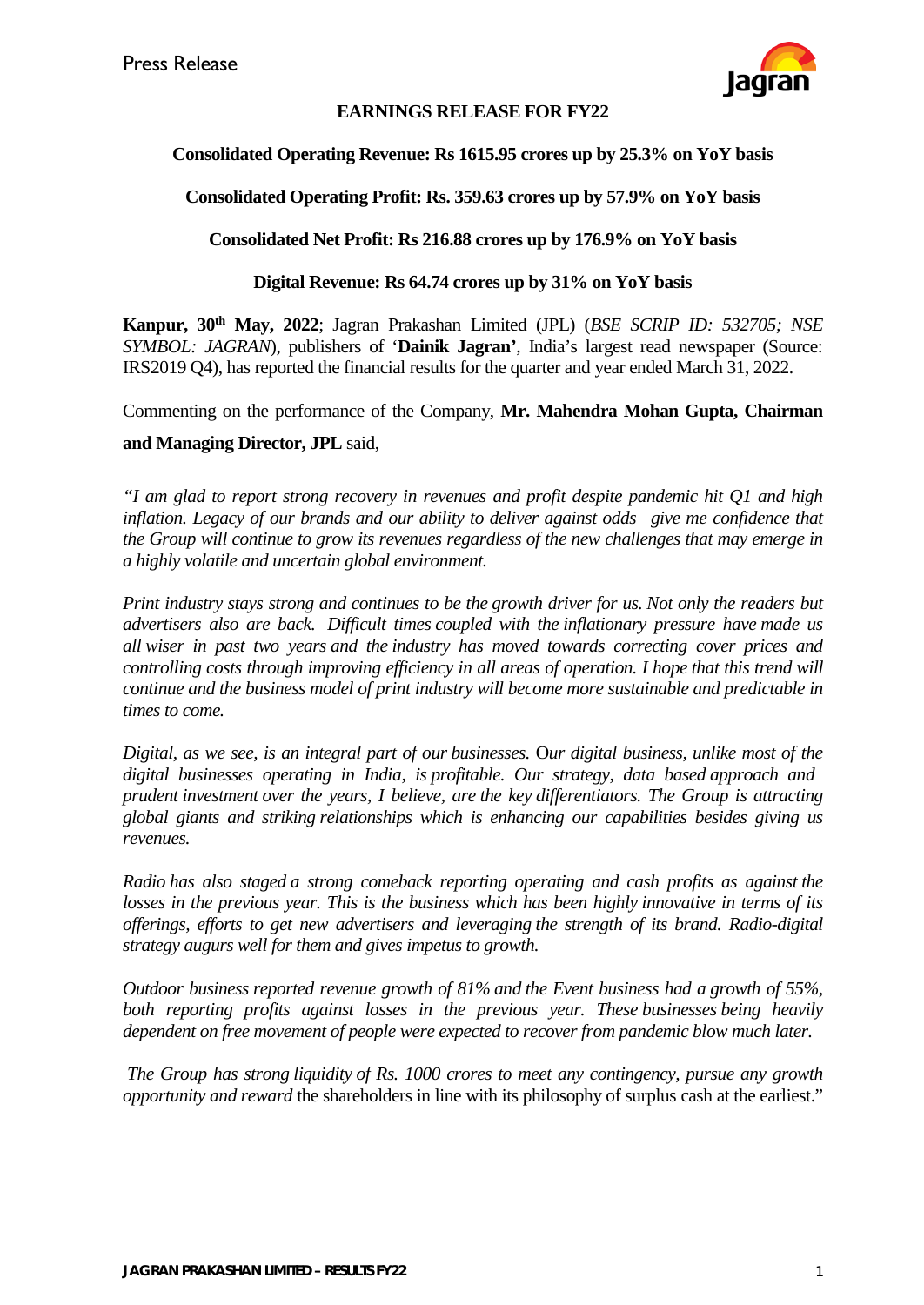Press Release

## EARNINGS RELEASE FOR FY22

**Consolidated Operating Revenue: Rs 1615.95 crores up by 25.3% on YoY basis**

**Consolidated Operating Profit: Rs. 359.63 crores up by 57.9% on YoY basis**

**Consolidated Net Profit: Rs 216.88 crores up by 176.9% on YoY basis**

**Digital Revenue: Rs 64.74 crores up by 31% on YoY basis**

**Kanpur, 30th May, 2022**; Jagran Prakashan Limited (JPL) (*BSE SCRIP ID: 532705; NSE SYMBOL: JAGRAN*), publishers of '**Dainik Jagran'**, India's largest read newspaper (Source: IRS2019 Q4), has reported the financial results for the quarter and year ended March 31, 2022.

Commenting on the performance of the Company, **Mr. Mahendra Mohan Gupta, Chairman and Managing Director, JPL** said,

*"I am glad to report strong recovery in revenues and profit despite pandemic hit Q1 and high inflation. Legacy of our brands and our ability to deliver against odds give me confidence that the Group will continue to grow its revenues regardless of the new challenges that may emerge in a highly volatile and uncertain global environment.*

*Print industry stays strong and continues to be the growth driver for us. Not only the readers but advertisers also are back. Difficult times coupled with the inflationary pressure have made us all wiser in past two years and the industry has moved towards correcting cover prices and controlling costs through improving efficiency in all areas of operation. I hope that this trend will continue and the business model of print industry will become more sustainable and predictable in times to come.*

*Digital, as we see, is an integral part of our businesses.* O*ur digital business, unlike most of the digital businesses operating in India, is profitable. Our strategy, data based approach and prudent investment over the years, I believe, are the key differentiators. The Group is attracting global giants and striking relationships which is enhancing our capabilities besides giving us revenues.*

*Radio has also staged a strong comeback reporting operating and cash profits as against the losses in the previous year. This is the business which has been highly innovative in terms of its offerings, efforts to get new advertisers and leveraging the strength of its brand. Radio-digital strategy augurs well for them and gives impetus to growth.*

*Outdoor business reported revenue growth of 81% and the Event business had a growth of 55%, both reporting profits against losses in the previous year. These businesses being heavily dependent on free movement of people were expected to recover from pandemic blow much later.*

*The Group has strong liquidity of Rs. 1000 crores to meet any contingency, pursue any growth opportunity and reward* the shareholders in line with its philosophy of surplus cash at the earliest."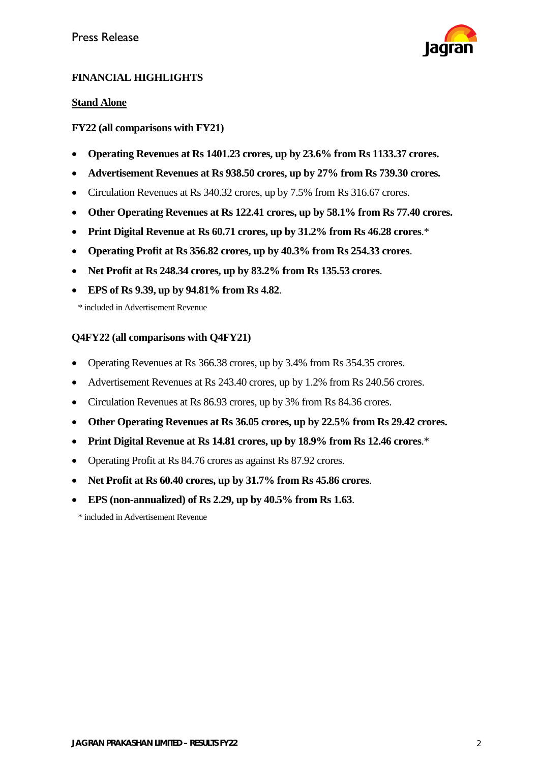## FINANCIAL HIGHLIGHTS

### Stand Alone

**FY22 (all comparisons with FY21)**

- **Operating Revenues at Rs 1401.23 crores, up by 23.6% from Rs 1133.37 crores.**
- **Advertisement Revenues at Rs 938.50 crores, up by 27% from Rs 739.30 crores.**
- Circulation Revenues at Rs 340.32 crores, up by 7.5% from Rs 316.67 crores.
- **Other Operating Revenues at Rs 122.41 crores, up by 58.1% from Rs 77.40 crores.**
- **Print Digital Revenue at Rs 60.71 crores, up by 31.2% from Rs 46.28 crores**.*
- **Operating Profit at Rs 356.82 crores, up by 40.3% from Rs 254.33 crores**.
- **Net Profit at Rs 248.34 crores, up by 83.2% from Rs 135.53 crores**.
- **EPS of Rs 9.39, up by 94.81% from Rs 4.82**.

\* included in Advertisement Revenue

**Q4FY22 (all comparisons with Q4FY21)**

- Operating Revenues at Rs 366.38 crores, up by 3.4% from Rs 354.35 crores.
- Advertisement Revenues at Rs 243.40 crores, up by 1.2% from Rs 240.56 crores.
- Circulation Revenues at Rs 86.93 crores, up by 3% from Rs 84.36 crores.
- **Other Operating Revenues at Rs 36.05 crores, up by 22.5% from Rs 29.42 crores.**
- **Print Digital Revenue at Rs 14.81 crores, up by 18.9% from Rs 12.46 crores**.*
- Operating Profit at Rs 84.76 crores as against Rs 87.92 crores.
- **Net Profit at Rs 60.40 crores, up by 31.7% from Rs 45.86 crores**.
- **EPS (non-annualized) of Rs 2.29, up by 40.5% from Rs 1.63**.

\* included in Advertisement Revenue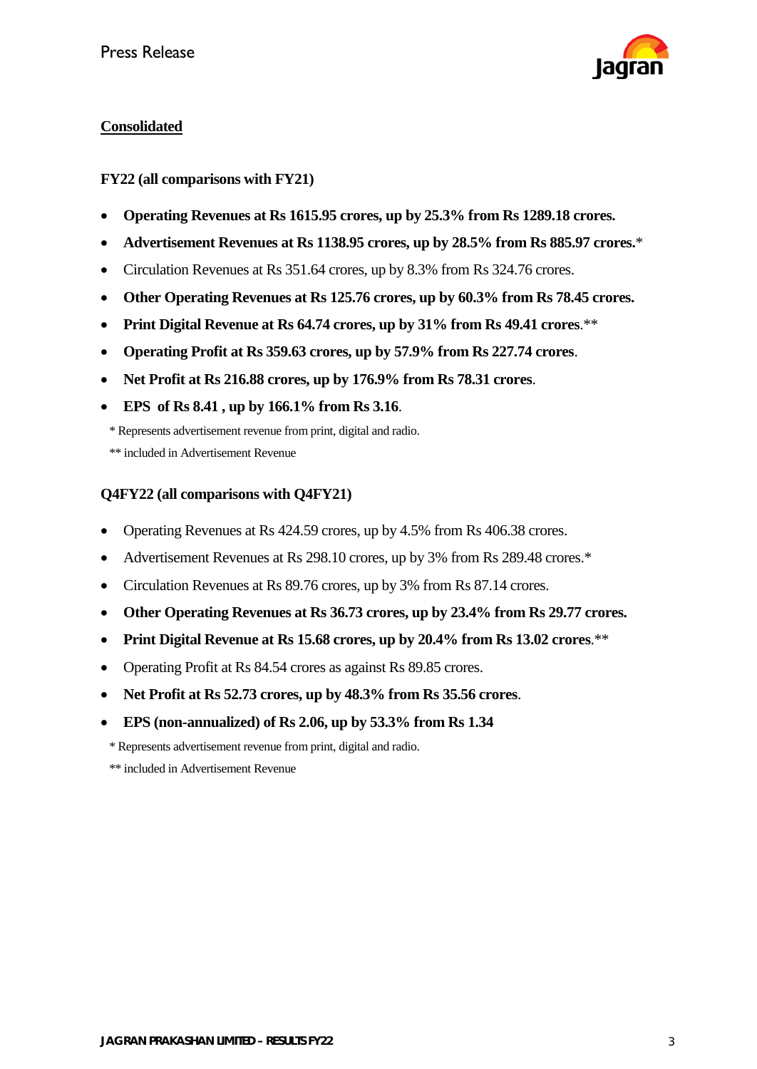## Consolidated

**FY22 (all comparisons with FY21)**

- **Operating Revenues at Rs 1615.95 crores, up by 25.3% from Rs 1289.18 crores.**
- **Advertisement Revenues at Rs 1138.95 crores, up by 28.5% from Rs 885.97 crores.***
- Circulation Revenues at Rs 351.64 crores, up by 8.3% from Rs 324.76 crores.
- **Other Operating Revenues at Rs 125.76 crores, up by 60.3% from Rs 78.45 crores.**
- **Print Digital Revenue at Rs 64.74 crores, up by 31% from Rs 49.41 crores**.**
- **Operating Profit at Rs 359.63 crores, up by 57.9% from Rs 227.74 crores**.
- **Net Profit at Rs 216.88 crores, up by 176.9% from Rs 78.31 crores**.
- **EPS of Rs 8.41 , up by 166.1% from Rs 3.16**.

\* Represents advertisement revenue from print, digital and radio.

** included in Advertisement Revenue

**Q4FY22 (all comparisons with Q4FY21)**

- Operating Revenues at Rs 424.59 crores, up by 4.5% from Rs 406.38 crores.
- Advertisement Revenues at Rs 298.10 crores, up by 3% from Rs 289.48 crores.*
- Circulation Revenues at Rs 89.76 crores, up by 3% from Rs 87.14 crores.
- **Other Operating Revenues at Rs 36.73 crores, up by 23.4% from Rs 29.77 crores.**
- **Print Digital Revenue at Rs 15.68 crores, up by 20.4% from Rs 13.02 crores**.**
- Operating Profit at Rs 84.54 crores as against Rs 89.85 crores.
- **Net Profit at Rs 52.73 crores, up by 48.3% from Rs 35.56 crores**.
- **EPS (non-annualized) of Rs 2.06, up by 53.3% from Rs 1.34**

\* Represents advertisement revenue from print, digital and radio.

** included in Advertisement Revenue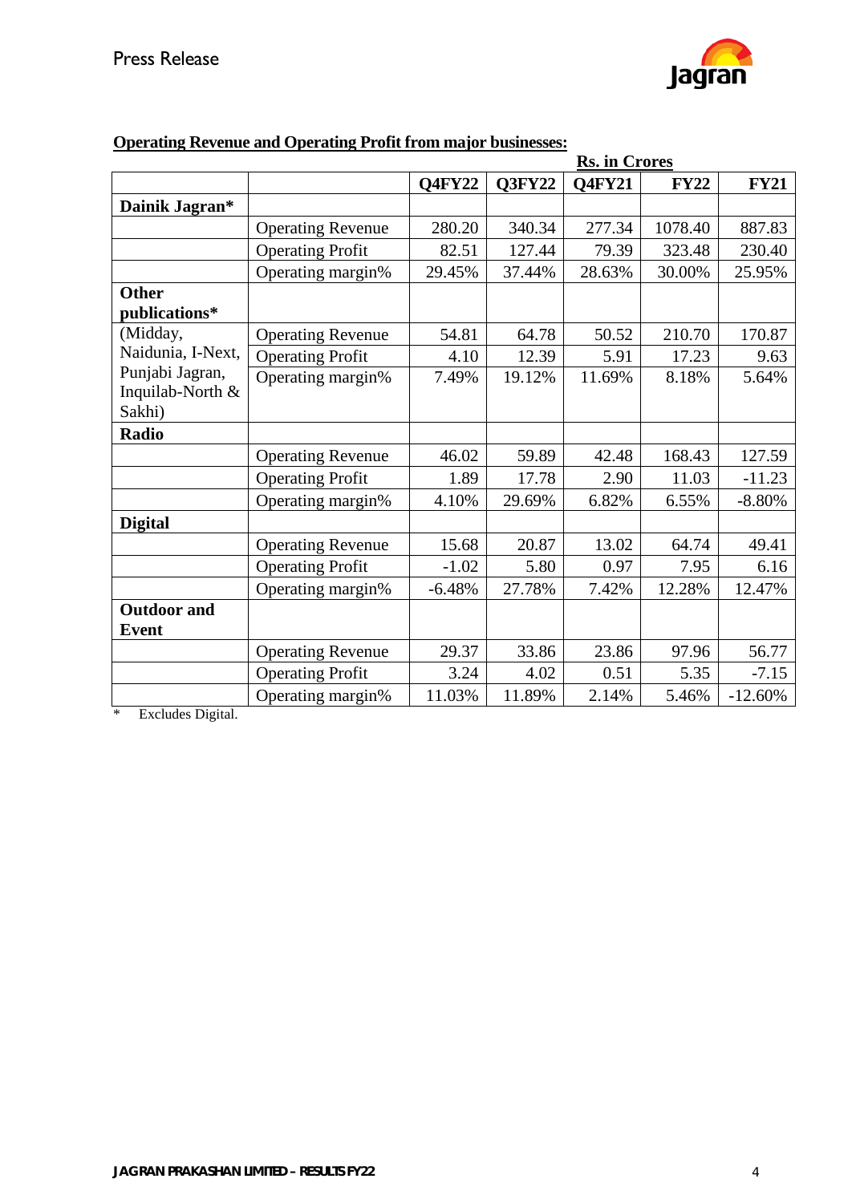**Operating Revenue and Operating Profit from major businesses:**

**Rs. in Crores**

| | | Q4FY22 | Q3FY22 | Q4FY21 | FY22 | FY21 |
|---|---|---|---|---|---|---|
| **Dainik Jagran*** | | | | | | |
| | Operating Revenue | 280.20 | 340.34 | 277.34 | 1078.40 | 887.83 |
| | Operating Profit | 82.51 | 127.44 | 79.39 | 323.48 | 230.40 |
| | Operating margin% | 29.45% | 37.44% | 28.63% | 30.00% | 25.95% |
| **Other publications*** | | | | | | |
| (Midday, Naidunia, I-Next, Punjabi Jagran, Inquilab-North & Sakhi) | Operating Revenue | 54.81 | 64.78 | 50.52 | 210.70 | 170.87 |
| | Operating Profit | 4.10 | 12.39 | 5.91 | 17.23 | 9.63 |
| | Operating margin% | 7.49% | 19.12% | 11.69% | 8.18% | 5.64% |
| **Radio** | | | | | | |
| | Operating Revenue | 46.02 | 59.89 | 42.48 | 168.43 | 127.59 |
| | Operating Profit | 1.89 | 17.78 | 2.90 | 11.03 | -11.23 |
| | Operating margin% | 4.10% | 29.69% | 6.82% | 6.55% | -8.80% |
| **Digital** | | | | | | |
| | Operating Revenue | 15.68 | 20.87 | 13.02 | 64.74 | 49.41 |
| | Operating Profit | -1.02 | 5.80 | 0.97 | 7.95 | 6.16 |
| | Operating margin% | -6.48% | 27.78% | 7.42% | 12.28% | 12.47% |
| **Outdoor and Event** | | | | | | |
| | Operating Revenue | 29.37 | 33.86 | 23.86 | 97.96 | 56.77 |
| | Operating Profit | 3.24 | 4.02 | 0.51 | 5.35 | -7.15 |
| | Operating margin% | 11.03% | 11.89% | 2.14% | 5.46% | -12.60% |

\* Excludes Digital.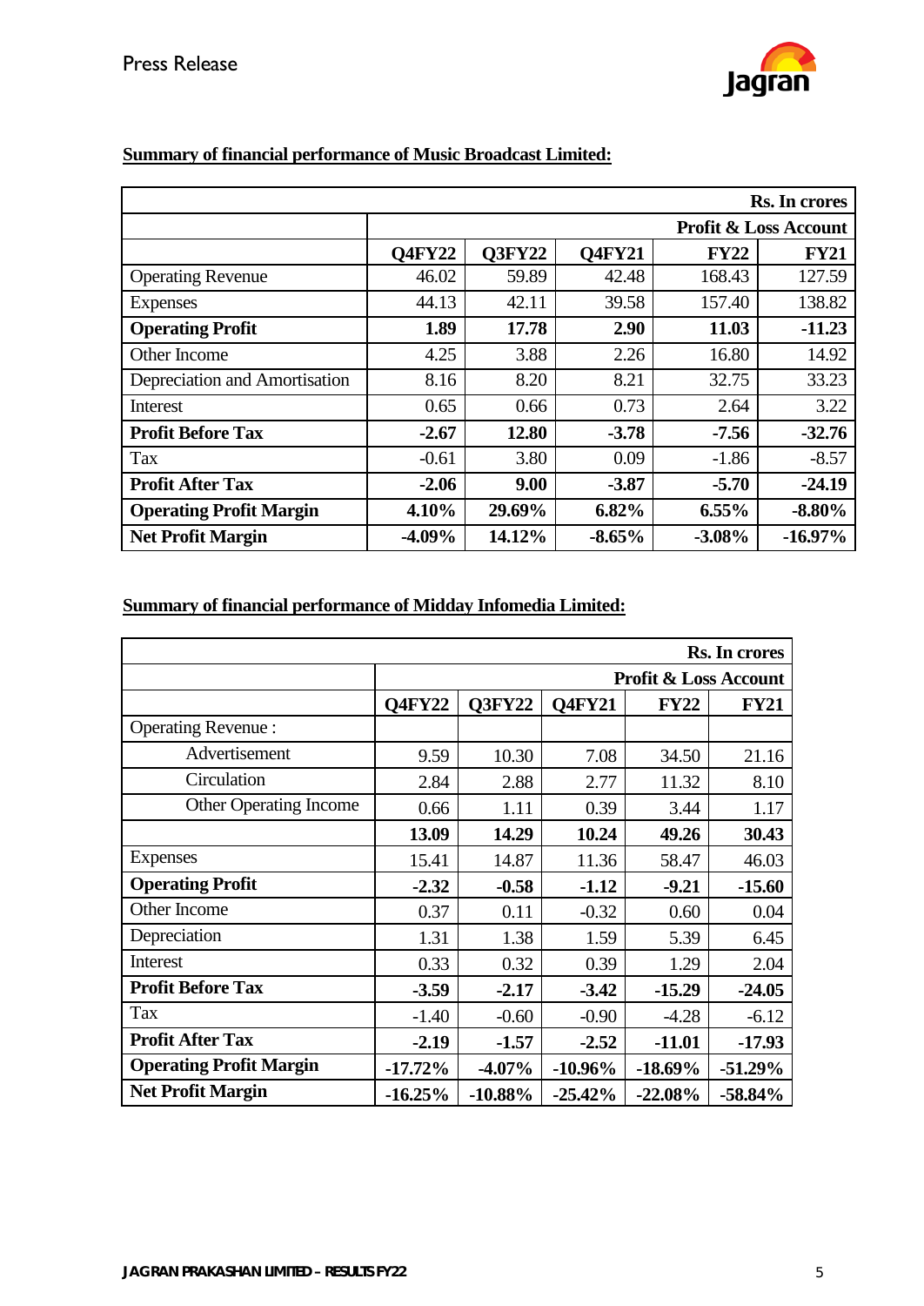Press Release

**Summary of financial performance of Music Broadcast Limited:**

| | | | | | **Rs. In crores** |
|---|---|---|---|---|---|
| | **Profit & Loss Account** | | | | |
| | **Q4FY22** | **Q3FY22** | **Q4FY21** | **FY22** | **FY21** |
| Operating Revenue | 46.02 | 59.89 | 42.48 | 168.43 | 127.59 |
| Expenses | 44.13 | 42.11 | 39.58 | 157.40 | 138.82 |
| **Operating Profit** | **1.89** | **17.78** | **2.90** | **11.03** | **-11.23** |
| Other Income | 4.25 | 3.88 | 2.26 | 16.80 | 14.92 |
| Depreciation and Amortisation | 8.16 | 8.20 | 8.21 | 32.75 | 33.23 |
| Interest | 0.65 | 0.66 | 0.73 | 2.64 | 3.22 |
| **Profit Before Tax** | **-2.67** | **12.80** | **-3.78** | **-7.56** | **-32.76** |
| Tax | -0.61 | 3.80 | 0.09 | -1.86 | -8.57 |
| **Profit After Tax** | **-2.06** | **9.00** | **-3.87** | **-5.70** | **-24.19** |
| **Operating Profit Margin** | **4.10%** | **29.69%** | **6.82%** | **6.55%** | **-8.80%** |
| **Net Profit Margin** | **-4.09%** | **14.12%** | **-8.65%** | **-3.08%** | **-16.97%** |

**Summary of financial performance of Midday Infomedia Limited:**

| | | | | | **Rs. In crores** |
|---|---|---|---|---|---|
| | **Profit & Loss Account** | | | | |
| | **Q4FY22** | **Q3FY22** | **Q4FY21** | **FY22** | **FY21** |
| Operating Revenue : | | | | | |
| Advertisement | 9.59 | 10.30 | 7.08 | 34.50 | 21.16 |
| Circulation | 2.84 | 2.88 | 2.77 | 11.32 | 8.10 |
| Other Operating Income | 0.66 | 1.11 | 0.39 | 3.44 | 1.17 |
| | **13.09** | **14.29** | **10.24** | **49.26** | **30.43** |
| Expenses | 15.41 | 14.87 | 11.36 | 58.47 | 46.03 |
| **Operating Profit** | **-2.32** | **-0.58** | **-1.12** | **-9.21** | **-15.60** |
| Other Income | 0.37 | 0.11 | -0.32 | 0.60 | 0.04 |
| Depreciation | 1.31 | 1.38 | 1.59 | 5.39 | 6.45 |
| Interest | 0.33 | 0.32 | 0.39 | 1.29 | 2.04 |
| **Profit Before Tax** | **-3.59** | **-2.17** | **-3.42** | **-15.29** | **-24.05** |
| Tax | -1.40 | -0.60 | -0.90 | -4.28 | -6.12 |
| **Profit After Tax** | **-2.19** | **-1.57** | **-2.52** | **-11.01** | **-17.93** |
| **Operating Profit Margin** | **-17.72%** | **-4.07%** | **-10.96%** | **-18.69%** | **-51.29%** |
| **Net Profit Margin** | **-16.25%** | **-10.88%** | **-25.42%** | **-22.08%** | **-58.84%** |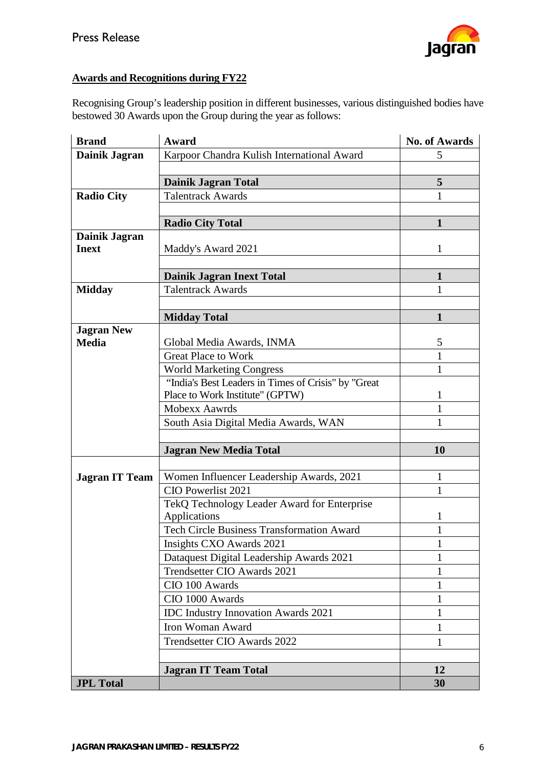## Awards and Recognitions during FY22

Recognising Group's leadership position in different businesses, various distinguished bodies have bestowed 30 Awards upon the Group during the year as follows:

| Brand | Award | No. of Awards |
|---|---|---|
| **Dainik Jagran** | Karpoor Chandra Kulish International Award | 5 |
| | | |
| | **Dainik Jagran Total** | **5** |
| **Radio City** | Talentrack Awards | 1 |
| | | |
| | **Radio City Total** | **1** |
| **Dainik Jagran Inext** | Maddy's Award 2021 | 1 |
| | | |
| | **Dainik Jagran Inext Total** | **1** |
| **Midday** | Talentrack Awards | 1 |
| | | |
| | **Midday Total** | **1** |
| **Jagran New Media** | Global Media Awards, INMA | 5 |
| | Great Place to Work | 1 |
| | World Marketing Congress | 1 |
| | "India's Best Leaders in Times of Crisis" by "Great Place to Work Institute" (GPTW) | 1 |
| | Mobexx Aawrds | 1 |
| | South Asia Digital Media Awards, WAN | 1 |
| | | |
| | **Jagran New Media Total** | **10** |
| **Jagran IT Team** | | |
| | Women Influencer Leadership Awards, 2021 | 1 |
| | CIO Powerlist 2021 | 1 |
| | TekQ Technology Leader Award for Enterprise Applications | 1 |
| | Tech Circle Business Transformation Award | 1 |
| | Insights CXO Awards 2021 | 1 |
| | Dataquest Digital Leadership Awards 2021 | 1 |
| | Trendsetter CIO Awards 2021 | 1 |
| | CIO 100 Awards | 1 |
| | CIO 1000 Awards | 1 |
| | IDC Industry Innovation Awards 2021 | 1 |
| | Iron Woman Award | 1 |
| | Trendsetter CIO Awards 2022 | 1 |
| | | |
| | **Jagran IT Team Total** | **12** |
| **JPL Total** | | **30** |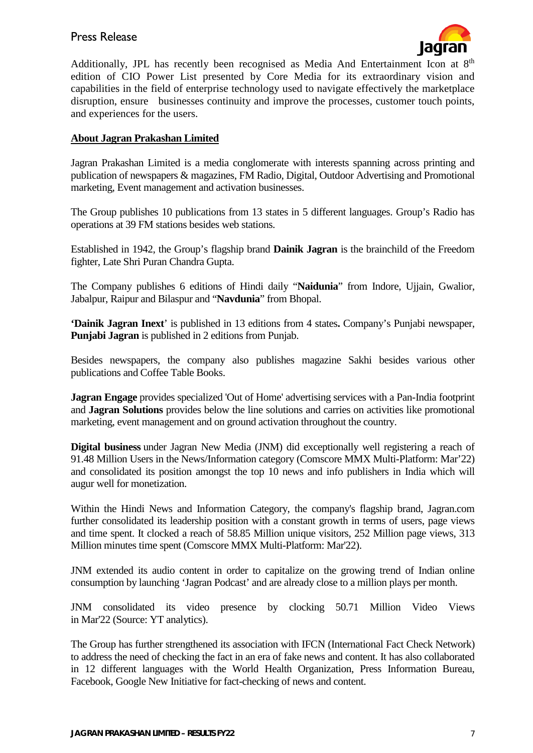Additionally, JPL has recently been recognised as Media And Entertainment Icon at 8th edition of CIO Power List presented by Core Media for its extraordinary vision and capabilities in the field of enterprise technology used to navigate effectively the marketplace disruption, ensure businesses continuity and improve the processes, customer touch points, and experiences for the users.

**About Jagran Prakashan Limited**

Jagran Prakashan Limited is a media conglomerate with interests spanning across printing and publication of newspapers & magazines, FM Radio, Digital, Outdoor Advertising and Promotional marketing, Event management and activation businesses.

The Group publishes 10 publications from 13 states in 5 different languages. Group's Radio has operations at 39 FM stations besides web stations.

Established in 1942, the Group's flagship brand **Dainik Jagran** is the brainchild of the Freedom fighter, Late Shri Puran Chandra Gupta.

The Company publishes 6 editions of Hindi daily "**Naidunia**" from Indore, Ujjain, Gwalior, Jabalpur, Raipur and Bilaspur and "**Navdunia**" from Bhopal.

**'Dainik Jagran Inext**' is published in 13 editions from 4 states**.** Company's Punjabi newspaper, **Punjabi Jagran** is published in 2 editions from Punjab.

Besides newspapers, the company also publishes magazine Sakhi besides various other publications and Coffee Table Books.

**Jagran Engage** provides specialized 'Out of Home' advertising services with a Pan-India footprint and **Jagran Solutions** provides below the line solutions and carries on activities like promotional marketing, event management and on ground activation throughout the country.

**Digital business** under Jagran New Media (JNM) did exceptionally well registering a reach of 91.48 Million Users in the News/Information category (Comscore MMX Multi-Platform: Mar'22) and consolidated its position amongst the top 10 news and info publishers in India which will augur well for monetization.

Within the Hindi News and Information Category, the company's flagship brand, Jagran.com further consolidated its leadership position with a constant growth in terms of users, page views and time spent. It clocked a reach of 58.85 Million unique visitors, 252 Million page views, 313 Million minutes time spent (Comscore MMX Multi-Platform: Mar'22).

JNM extended its audio content in order to capitalize on the growing trend of Indian online consumption by launching 'Jagran Podcast' and are already close to a million plays per month.

JNM consolidated its video presence by clocking 50.71 Million Video Views in Mar'22 (Source: YT analytics).

The Group has further strengthened its association with IFCN (International Fact Check Network) to address the need of checking the fact in an era of fake news and content. It has also collaborated in 12 different languages with the World Health Organization, Press Information Bureau, Facebook, Google New Initiative for fact-checking of news and content.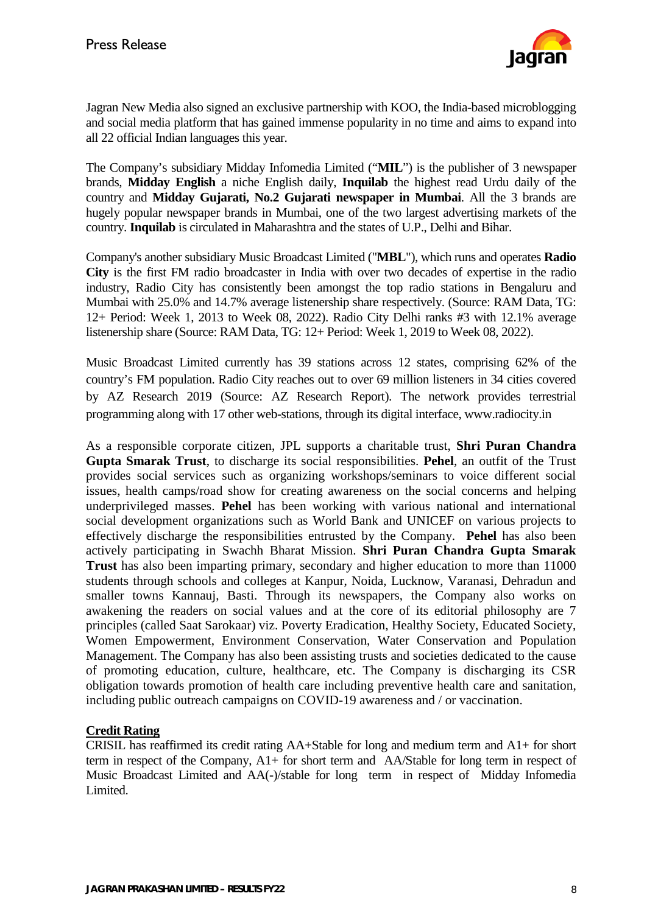Jagran New Media also signed an exclusive partnership with KOO, the India-based microblogging and social media platform that has gained immense popularity in no time and aims to expand into all 22 official Indian languages this year.

The Company's subsidiary Midday Infomedia Limited ("**MIL**") is the publisher of 3 newspaper brands, **Midday English** a niche English daily, **Inquilab** the highest read Urdu daily of the country and **Midday Gujarati, No.2 Gujarati newspaper in Mumbai**. All the 3 brands are hugely popular newspaper brands in Mumbai, one of the two largest advertising markets of the country. **Inquilab** is circulated in Maharashtra and the states of U.P., Delhi and Bihar.

Company's another subsidiary Music Broadcast Limited ("**MBL**"), which runs and operates **Radio City** is the first FM radio broadcaster in India with over two decades of expertise in the radio industry, Radio City has consistently been amongst the top radio stations in Bengaluru and Mumbai with 25.0% and 14.7% average listenership share respectively. (Source: RAM Data, TG: 12+ Period: Week 1, 2013 to Week 08, 2022). Radio City Delhi ranks #3 with 12.1% average listenership share (Source: RAM Data, TG: 12+ Period: Week 1, 2019 to Week 08, 2022).

Music Broadcast Limited currently has 39 stations across 12 states, comprising 62% of the country's FM population. Radio City reaches out to over 69 million listeners in 34 cities covered by AZ Research 2019 (Source: AZ Research Report). The network provides terrestrial programming along with 17 other web-stations, through its digital interface, www.radiocity.in

As a responsible corporate citizen, JPL supports a charitable trust, **Shri Puran Chandra Gupta Smarak Trust**, to discharge its social responsibilities. **Pehel**, an outfit of the Trust provides social services such as organizing workshops/seminars to voice different social issues, health camps/road show for creating awareness on the social concerns and helping underprivileged masses. **Pehel** has been working with various national and international social development organizations such as World Bank and UNICEF on various projects to effectively discharge the responsibilities entrusted by the Company. **Pehel** has also been actively participating in Swachh Bharat Mission. **Shri Puran Chandra Gupta Smarak Trust** has also been imparting primary, secondary and higher education to more than 11000 students through schools and colleges at Kanpur, Noida, Lucknow, Varanasi, Dehradun and smaller towns Kannauj, Basti. Through its newspapers, the Company also works on awakening the readers on social values and at the core of its editorial philosophy are 7 principles (called Saat Sarokaar) viz. Poverty Eradication, Healthy Society, Educated Society, Women Empowerment, Environment Conservation, Water Conservation and Population Management. The Company has also been assisting trusts and societies dedicated to the cause of promoting education, culture, healthcare, etc. The Company is discharging its CSR obligation towards promotion of health care including preventive health care and sanitation, including public outreach campaigns on COVID-19 awareness and / or vaccination.

**Credit Rating**

CRISIL has reaffirmed its credit rating AA+Stable for long and medium term and A1+ for short term in respect of the Company, A1+ for short term and AA/Stable for long term in respect of Music Broadcast Limited and AA(-)/stable for long term in respect of Midday Infomedia Limited.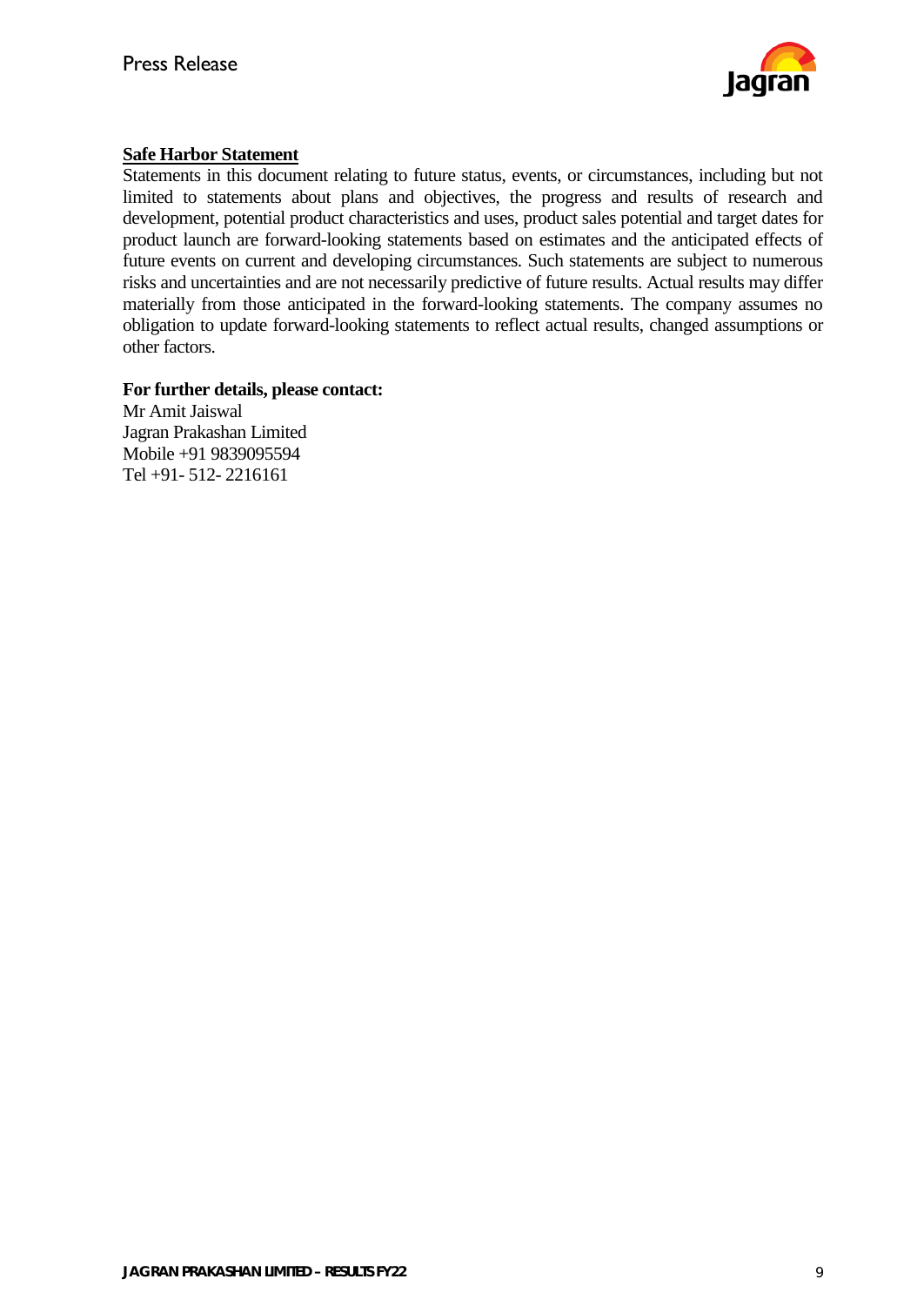**Safe Harbor Statement**

Statements in this document relating to future status, events, or circumstances, including but not limited to statements about plans and objectives, the progress and results of research and development, potential product characteristics and uses, product sales potential and target dates for product launch are forward-looking statements based on estimates and the anticipated effects of future events on current and developing circumstances. Such statements are subject to numerous risks and uncertainties and are not necessarily predictive of future results. Actual results may differ materially from those anticipated in the forward-looking statements. The company assumes no obligation to update forward-looking statements to reflect actual results, changed assumptions or other factors.

**For further details, please contact:**

Mr Amit Jaiswal
Jagran Prakashan Limited
Mobile +91 9839095594
Tel +91- 512- 2216161